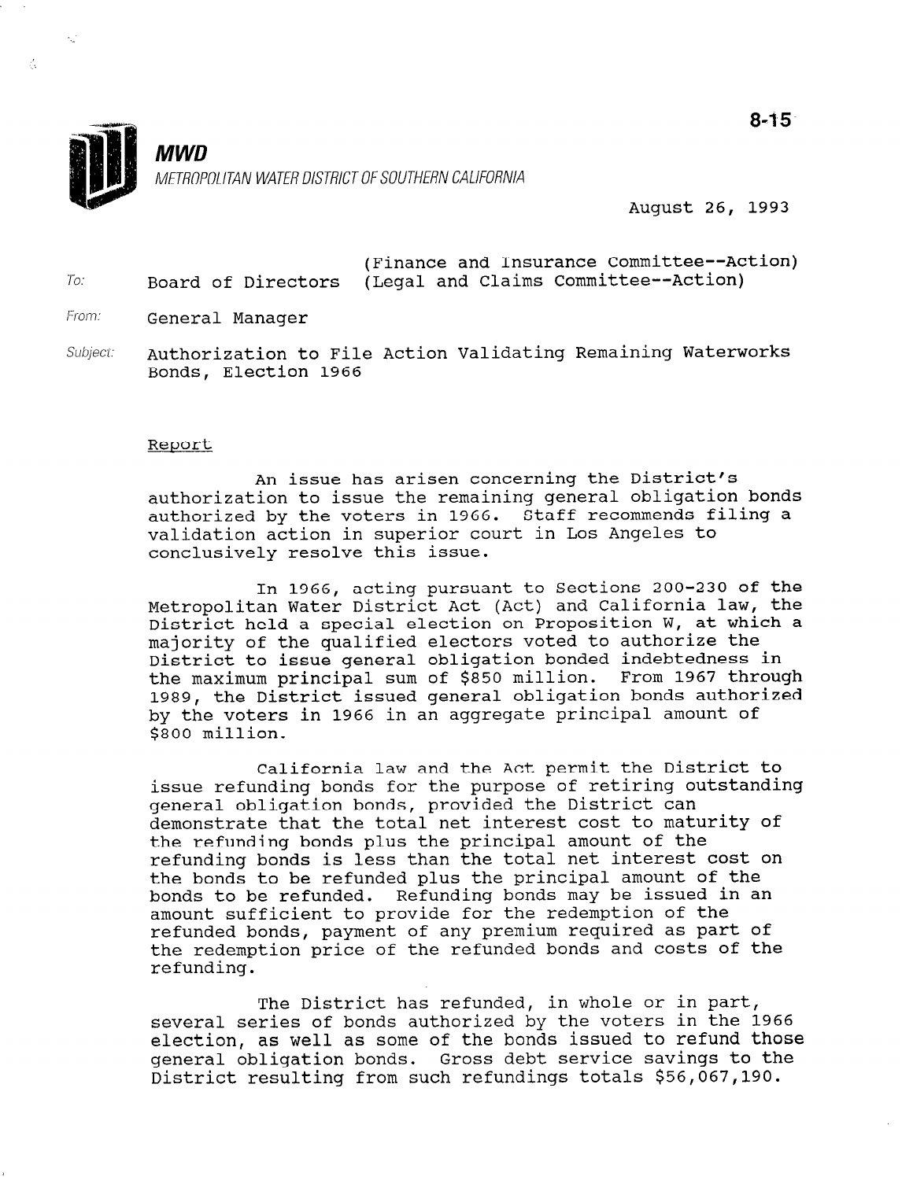**MWD**

METROPOLITAN WATER DISTRICT OF SOUTHERN CALIFORNIA

8-15

August 26, 1993

To: Board of Directors (Finance and Insurance Committee--Action) (Legal and Claims Committee--Action)

From: General Manager

Subject: Authorization to File Action Validating Remaining Waterworks Bonds, Election 1966

## Report

An issue has arisen concerning the District's authorization to issue the remaining general obligation bonds authorized by the voters in 1966. Staff recommends filing a validation action in superior court in Los Angeles to conclusively resolve this issue.

In 1966, acting pursuant to Sections 200-230 of the Metropolitan Water District Act (Act) and California law, the District held a special election on Proposition W, at which a majority of the qualified electors voted to authorize the District to issue general obligation bonded indebtedness in the maximum principal sum of $850 million. From 1967 through 1989, the District issued general obligation bonds authorized by the voters in 1966 in an aggregate principal amount of $800 million.

California law and the Act permit the District to issue refunding bonds for the purpose of retiring outstanding general obligation bonds, provided the District can demonstrate that the total net interest cost to maturity of the refunding bonds plus the principal amount of the refunding bonds is less than the total net interest cost on the bonds to be refunded plus the principal amount of the bonds to be refunded. Refunding bonds may be issued in an amount sufficient to provide for the redemption of the refunded bonds, payment of any premium required as part of the redemption price of the refunded bonds and costs of the refunding.

The District has refunded, in whole or in part, several series of bonds authorized by the voters in the 1966 election, as well as some of the bonds issued to refund those general obligation bonds. Gross debt service savings to the District resulting from such refundings totals $56,067,190.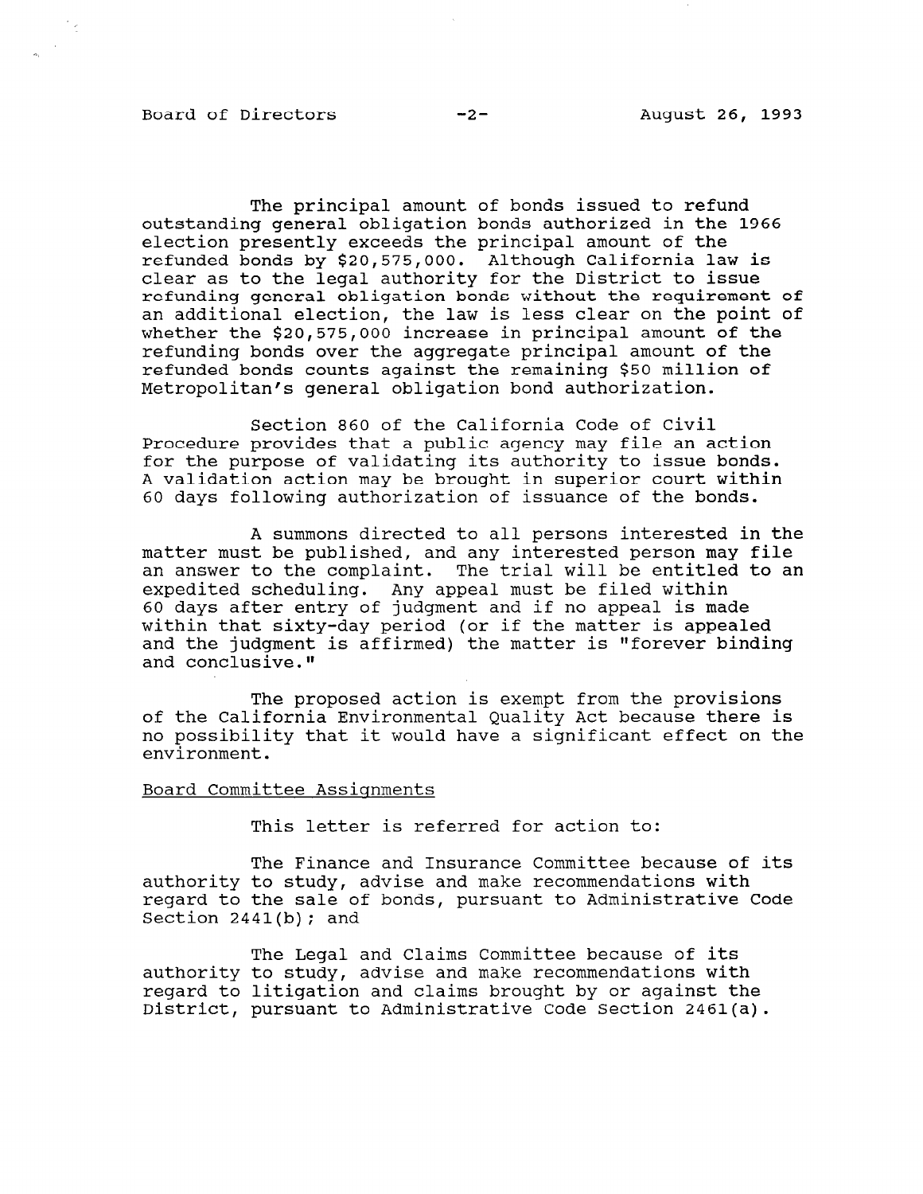The principal amount of bonds issued to refund outstanding general obligation bonds authorized in the 1966 election presently exceeds the principal amount of the refunded bonds by $20,575,000. Although California law is clear as to the legal authority for the District to issue refunding general obligation bonds without the requirement of an additional election, the law is less clear on the point of whether the $20,575,000 increase in principal amount of the refunding bonds over the aggregate principal amount of the refunded bonds counts against the remaining $50 million of Metropolitan's general obligation bond authorization.

Section 860 of the California Code of Civil Procedure provides that a public agency may file an action for the purpose of validating its authority to issue bonds. A validation action may be brought in superior court within 60 days following authorization of issuance of the bonds.

A summons directed to all persons interested in the matter must be published, and any interested person may file an answer to the complaint. The trial will be entitled to an expedited scheduling. Any appeal must be filed within 60 days after entry of judgment and if no appeal is made within that sixty-day period (or if the matter is appealed and the judgment is affirmed) the matter is "forever binding and conclusive."

The proposed action is exempt from the provisions of the California Environmental Quality Act because there is no possibility that it would have a significant effect on the environment.

Board Committee Assignments

This letter is referred for action to:

The Finance and Insurance Committee because of its authority to study, advise and make recommendations with regard to the sale of bonds, pursuant to Administrative Code Section 2441(b); and

The Legal and Claims Committee because of its authority to study, advise and make recommendations with regard to litigation and claims brought by or against the District, pursuant to Administrative Code Section 2461(a).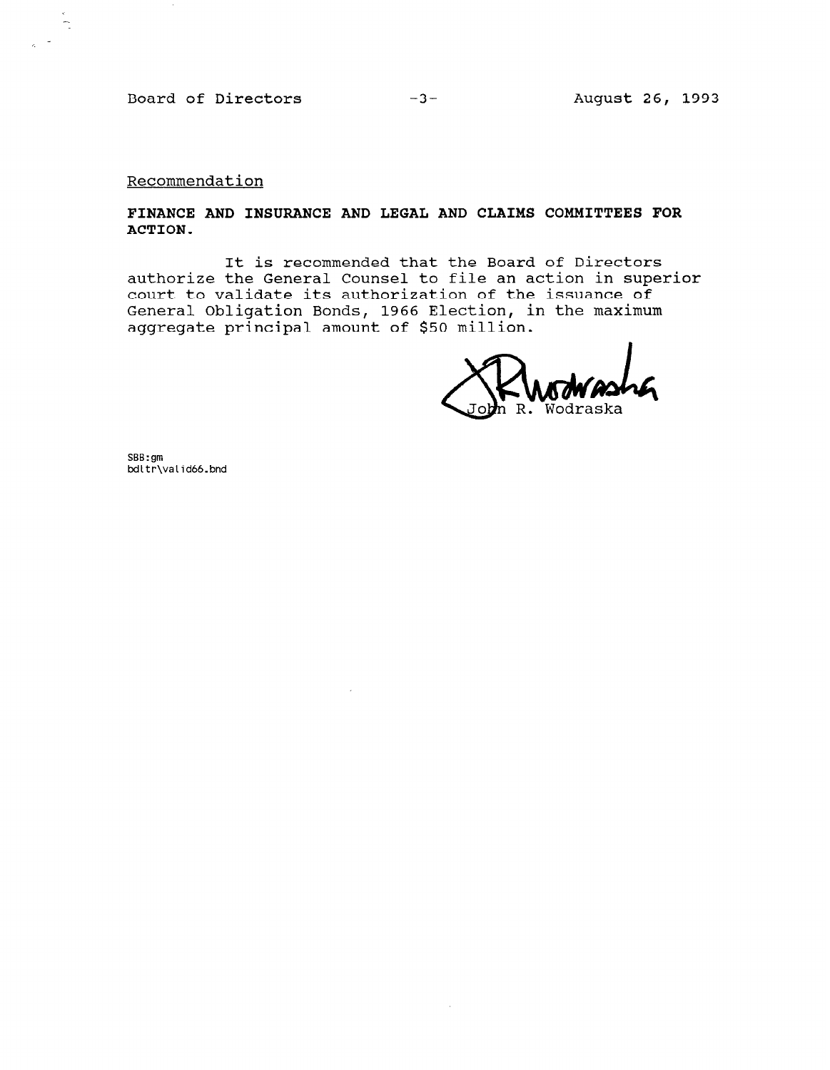Recommendation

**FINANCE AND INSURANCE AND LEGAL AND CLAIMS COMMITTEES FOR ACTION.**

It is recommended that the Board of Directors authorize the General Counsel to file an action in superior court to validate its authorization of the issuance of General Obligation Bonds, 1966 Election, in the maximum aggregate principal amount of $50 million.

John R. Wodraska

SBB:gm
bdltr\valid66.bnd